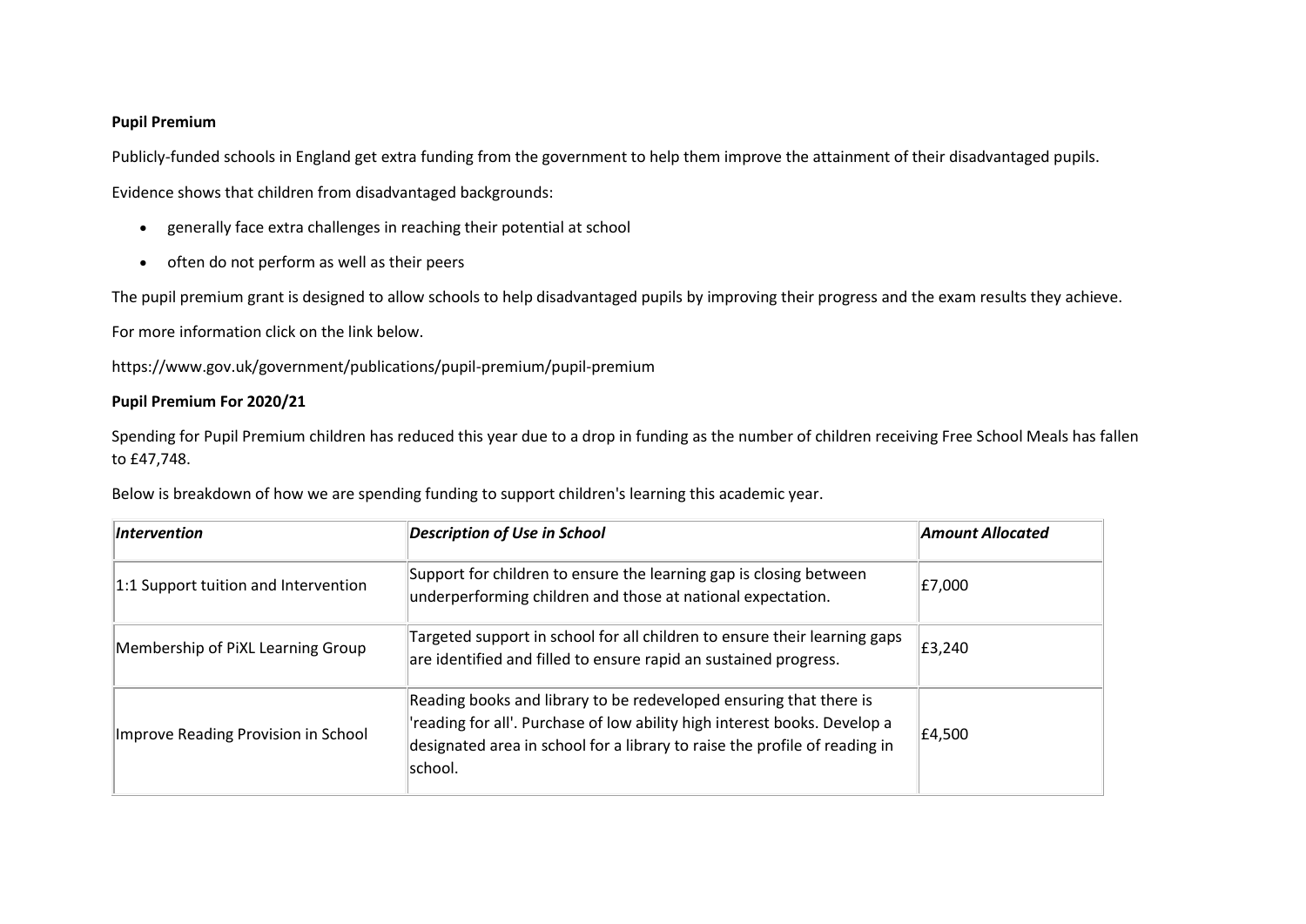**Pupil Premium**

Publicly-funded schools in England get extra funding from the government to help them improve the attainment of their disadvantaged pupils.

Evidence shows that children from disadvantaged backgrounds:

- generally face extra challenges in reaching their potential at school
- often do not perform as well as their peers

The pupil premium grant is designed to allow schools to help disadvantaged pupils by improving their progress and the exam results they achieve.

For more information click on the link below.

https://www.gov.uk/government/publications/pupil-premium/pupil-premium

**Pupil Premium For 2020/21**

Spending for Pupil Premium children has reduced this year due to a drop in funding as the number of children receiving Free School Meals has fallen to £47,748.

Below is breakdown of how we are spending funding to support children's learning this academic year.

| *Intervention* | *Description of Use in School* | *Amount Allocated* |
| --- | --- | --- |
| 1:1 Support tuition and Intervention | Support for children to ensure the learning gap is closing between underperforming children and those at national expectation. | £7,000 |
| Membership of PiXL Learning Group | Targeted support in school for all children to ensure their learning gaps are identified and filled to ensure rapid an sustained progress. | £3,240 |
| Improve Reading Provision in School | Reading books and library to be redeveloped ensuring that there is 'reading for all'. Purchase of low ability high interest books. Develop a designated area in school for a library to raise the profile of reading in school. | £4,500 |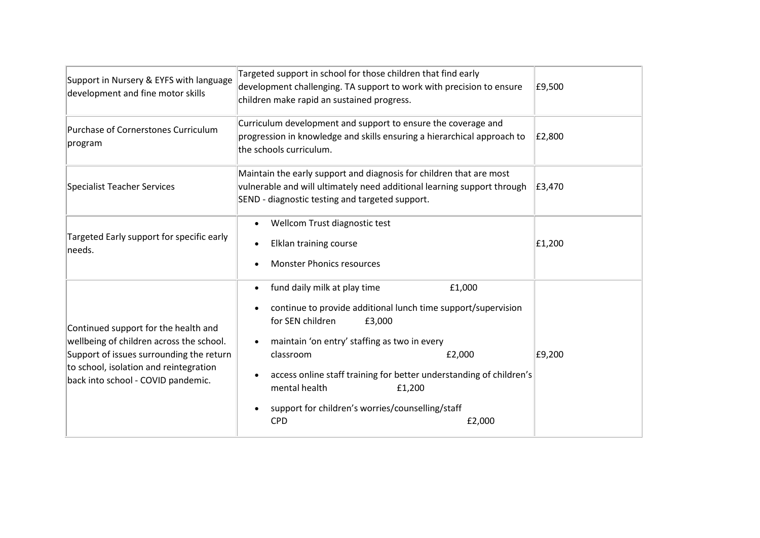| | | |
|---|---|---|
| Support in Nursery & EYFS with language development and fine motor skills | Targeted support in school for those children that find early development challenging. TA support to work with precision to ensure children make rapid an sustained progress. | £9,500 |
| Purchase of Cornerstones Curriculum program | Curriculum development and support to ensure the coverage and progression in knowledge and skills ensuring a hierarchical approach to the schools curriculum. | £2,800 |
| Specialist Teacher Services | Maintain the early support and diagnosis for children that are most vulnerable and will ultimately need additional learning support through SEND - diagnostic testing and targeted support. | £3,470 |
| Targeted Early support for specific early needs. | • Wellcom Trust diagnostic test<br>• Elklan training course<br>• Monster Phonics resources | £1,200 |
| Continued support for the health and wellbeing of children across the school. Support of issues surrounding the return to school, isolation and reintegration back into school - COVID pandemic. | • fund daily milk at play time £1,000<br>• continue to provide additional lunch time support/supervision for SEN children £3,000<br>• maintain 'on entry' staffing as two in every classroom £2,000<br>• access online staff training for better understanding of children's mental health £1,200<br>• support for children's worries/counselling/staff CPD £2,000 | £9,200 |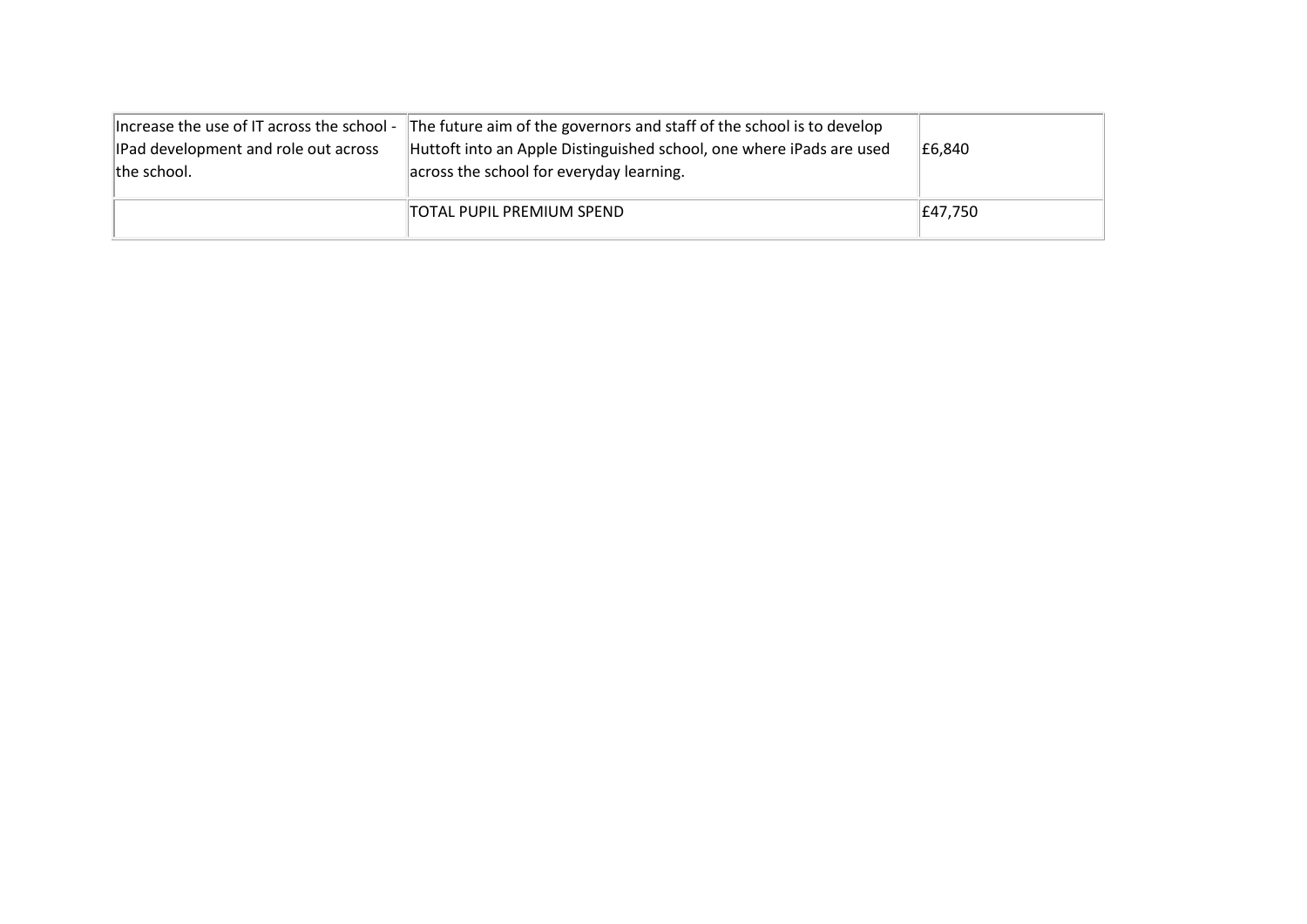| | | |
|---|---|---|
| Increase the use of IT across the school - IPad development and role out across the school. | The future aim of the governors and staff of the school is to develop Huttoft into an Apple Distinguished school, one where iPads are used across the school for everyday learning. | £6,840 |
| | TOTAL PUPIL PREMIUM SPEND | £47,750 |